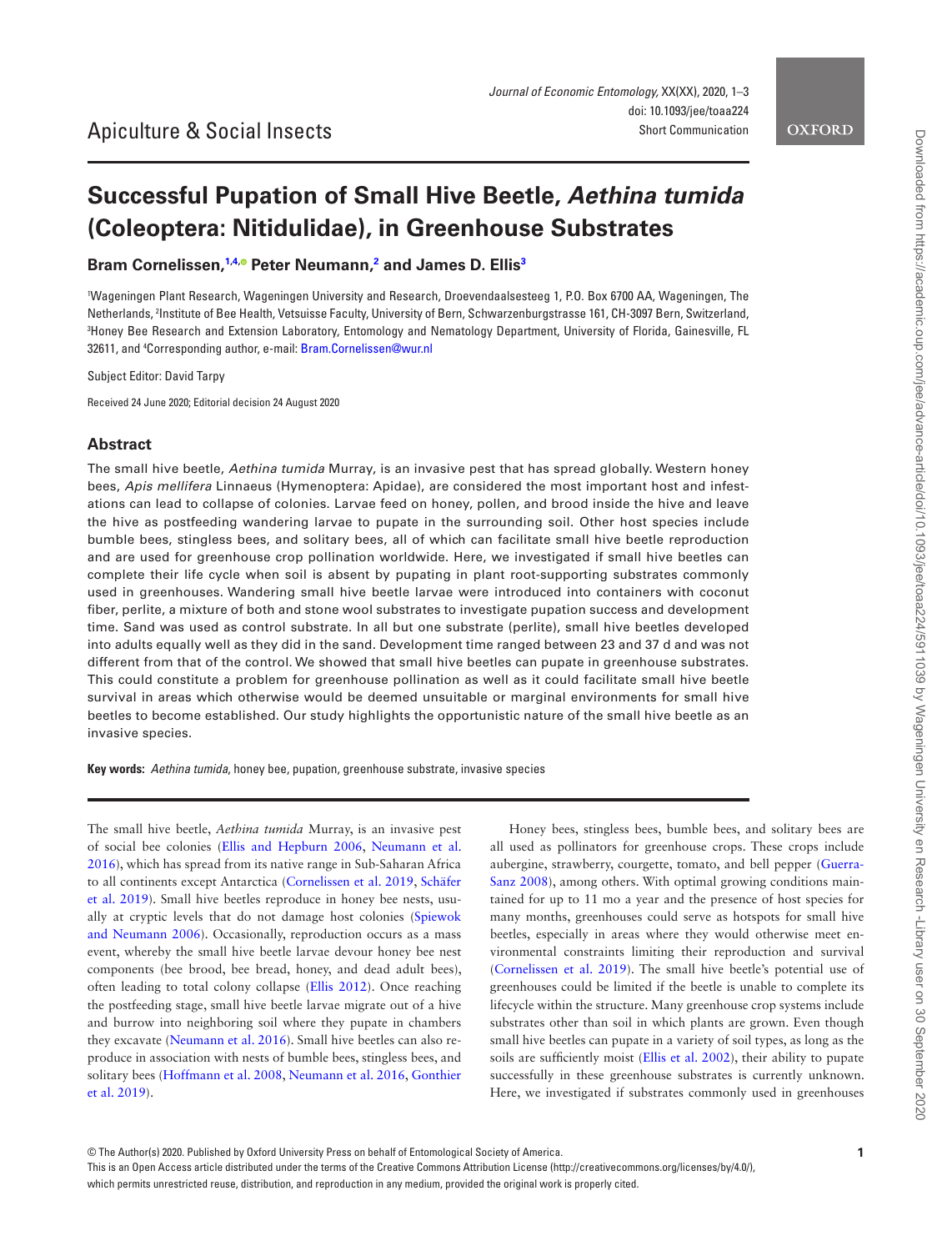Apiculture & Social Insects

Short Communication

# Successful Pupation of Small Hive Beetle, *Aethina tumida* (Coleoptera: Nitidulidae), in Greenhouse Substrates

**Bram Cornelissen,[1,4] Peter Neumann,[2] and James D. Ellis[3]**

[1]Wageningen Plant Research, Wageningen University and Research, Droevendaalsesteeg 1, P.O. Box 6700 AA, Wageningen, The Netherlands, [2]Institute of Bee Health, Vetsuisse Faculty, University of Bern, Schwarzenburgstrasse 161, CH-3097 Bern, Switzerland, [3]Honey Bee Research and Extension Laboratory, Entomology and Nematology Department, University of Florida, Gainesville, FL 32611, and [4]Corresponding author, e-mail: Bram.Cornelissen@wur.nl

Subject Editor: David Tarpy

Received 24 June 2020; Editorial decision 24 August 2020

## Abstract

The small hive beetle, *Aethina tumida* Murray, is an invasive pest that has spread globally. Western honey bees, *Apis mellifera* Linnaeus (Hymenoptera: Apidae), are considered the most important host and infestations can lead to collapse of colonies. Larvae feed on honey, pollen, and brood inside the hive and leave the hive as postfeeding wandering larvae to pupate in the surrounding soil. Other host species include bumble bees, stingless bees, and solitary bees, all of which can facilitate small hive beetle reproduction and are used for greenhouse crop pollination worldwide. Here, we investigated if small hive beetles can complete their life cycle when soil is absent by pupating in plant root-supporting substrates commonly used in greenhouses. Wandering small hive beetle larvae were introduced into containers with coconut fiber, perlite, a mixture of both and stone wool substrates to investigate pupation success and development time. Sand was used as control substrate. In all but one substrate (perlite), small hive beetles developed into adults equally well as they did in the sand. Development time ranged between 23 and 37 d and was not different from that of the control. We showed that small hive beetles can pupate in greenhouse substrates. This could constitute a problem for greenhouse pollination as well as it could facilitate small hive beetle survival in areas which otherwise would be deemed unsuitable or marginal environments for small hive beetles to become established. Our study highlights the opportunistic nature of the small hive beetle as an invasive species.

**Key words:** *Aethina tumida*, honey bee, pupation, greenhouse substrate, invasive species

The small hive beetle, *Aethina tumida* Murray, is an invasive pest of social bee colonies (Ellis and Hepburn 2006, Neumann et al. 2016), which has spread from its native range in Sub-Saharan Africa to all continents except Antarctica (Cornelissen et al. 2019, Schäfer et al. 2019). Small hive beetles reproduce in honey bee nests, usually at cryptic levels that do not damage host colonies (Spiewok and Neumann 2006). Occasionally, reproduction occurs as a mass event, whereby the small hive beetle larvae devour honey bee nest components (bee brood, bee bread, honey, and dead adult bees), often leading to total colony collapse (Ellis 2012). Once reaching the postfeeding stage, small hive beetle larvae migrate out of a hive and burrow into neighboring soil where they pupate in chambers they excavate (Neumann et al. 2016). Small hive beetles can also reproduce in association with nests of bumble bees, stingless bees, and solitary bees (Hoffmann et al. 2008, Neumann et al. 2016, Gonthier et al. 2019).

Honey bees, stingless bees, bumble bees, and solitary bees are all used as pollinators for greenhouse crops. These crops include aubergine, strawberry, courgette, tomato, and bell pepper (Guerra-Sanz 2008), among others. With optimal growing conditions maintained for up to 11 mo a year and the presence of host species for many months, greenhouses could serve as hotspots for small hive beetles, especially in areas where they would otherwise meet environmental constraints limiting their reproduction and survival (Cornelissen et al. 2019). The small hive beetle's potential use of greenhouses could be limited if the beetle is unable to complete its lifecycle within the structure. Many greenhouse crop systems include substrates other than soil in which plants are grown. Even though small hive beetles can pupate in a variety of soil types, as long as the soils are sufficiently moist (Ellis et al. 2002), their ability to pupate successfully in these greenhouse substrates is currently unknown. Here, we investigated if substrates commonly used in greenhouses

© The Author(s) 2020. Published by Oxford University Press on behalf of Entomological Society of America.
This is an Open Access article distributed under the terms of the Creative Commons Attribution License (http://creativecommons.org/licenses/by/4.0/), which permits unrestricted reuse, distribution, and reproduction in any medium, provided the original work is properly cited.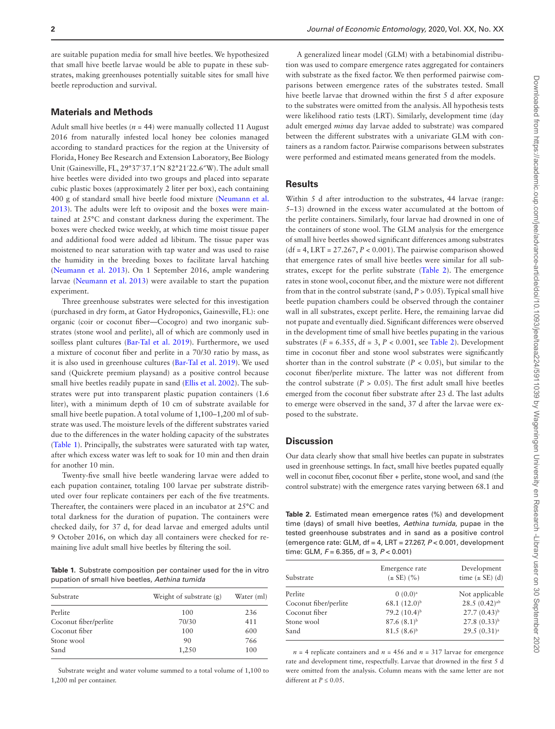are suitable pupation media for small hive beetles. We hypothesized that small hive beetle larvae would be able to pupate in these substrates, making greenhouses potentially suitable sites for small hive beetle reproduction and survival.

## Materials and Methods

Adult small hive beetles ($n$ = 44) were manually collected 11 August 2016 from naturally infested local honey bee colonies managed according to standard practices for the region at the University of Florida, Honey Bee Research and Extension Laboratory, Bee Biology Unit (Gainesville, FL, 29°37′37.1″N 82°21′22.6″W). The adult small hive beetles were divided into two groups and placed into separate cubic plastic boxes (approximately 2 liter per box), each containing 400 g of standard small hive beetle food mixture (Neumann et al. 2013). The adults were left to oviposit and the boxes were maintained at 25°C and constant darkness during the experiment. The boxes were checked twice weekly, at which time moist tissue paper and additional food were added ad libitum. The tissue paper was moistened to near saturation with tap water and was used to raise the humidity in the breeding boxes to facilitate larval hatching (Neumann et al. 2013). On 1 September 2016, ample wandering larvae (Neumann et al. 2013) were available to start the pupation experiment.

Three greenhouse substrates were selected for this investigation (purchased in dry form, at Gator Hydroponics, Gainesville, FL): one organic (coir or coconut fiber—Cocogro) and two inorganic substrates (stone wool and perlite), all of which are commonly used in soilless plant cultures (Bar-Tal et al. 2019). Furthermore, we used a mixture of coconut fiber and perlite in a 70/30 ratio by mass, as it is also used in greenhouse cultures (Bar-Tal et al. 2019). We used sand (Quickrete premium playsand) as a positive control because small hive beetles readily pupate in sand (Ellis et al. 2002). The substrates were put into transparent plastic pupation containers (1.6 liter), with a minimum depth of 10 cm of substrate available for small hive beetle pupation. A total volume of 1,100–1,200 ml of substrate was used. The moisture levels of the different substrates varied due to the differences in the water holding capacity of the substrates (Table 1). Principally, the substrates were saturated with tap water, after which excess water was left to soak for 10 min and then drain for another 10 min.

Twenty-five small hive beetle wandering larvae were added to each pupation container, totaling 100 larvae per substrate distributed over four replicate containers per each of the five treatments. Thereafter, the containers were placed in an incubator at 25°C and total darkness for the duration of pupation. The containers were checked daily, for 37 d, for dead larvae and emerged adults until 9 October 2016, on which day all containers were checked for remaining live adult small hive beetles by filtering the soil.

**Table 1.** Substrate composition per container used for the in vitro pupation of small hive beetles, *Aethina tumida*

| Substrate | Weight of substrate (g) | Water (ml) |
|---|---|---|
| Perlite | 100 | 236 |
| Coconut fiber/perlite | 70/30 | 411 |
| Coconut fiber | 100 | 600 |
| Stone wool | 90 | 766 |
| Sand | 1,250 | 100 |

Substrate weight and water volume summed to a total volume of 1,100 to 1,200 ml per container.

A generalized linear model (GLM) with a betabinomial distribution was used to compare emergence rates aggregated for containers with substrate as the fixed factor. We then performed pairwise comparisons between emergence rates of the substrates tested. Small hive beetle larvae that drowned within the first 5 d after exposure to the substrates were omitted from the analysis. All hypothesis tests were likelihood ratio tests (LRT). Similarly, development time (day adult emerged *minus* day larvae added to substrate) was compared between the different substrates with a univariate GLM with containers as a random factor. Pairwise comparisons between substrates were performed and estimated means generated from the models.

## Results

Within 5 d after introduction to the substrates, 44 larvae (range: 5–13) drowned in the excess water accumulated at the bottom of the perlite containers. Similarly, four larvae had drowned in one of the containers of stone wool. The GLM analysis for the emergence of small hive beetles showed significant differences among substrates (df = 4, LRT = 27.267, $P$ < 0.001). The pairwise comparison showed that emergence rates of small hive beetles were similar for all substrates, except for the perlite substrate (Table 2). The emergence rates in stone wool, coconut fiber, and the mixture were not different from that in the control substrate (sand, $P$ > 0.05). Typical small hive beetle pupation chambers could be observed through the container wall in all substrates, except perlite. Here, the remaining larvae did not pupate and eventually died. Significant differences were observed in the development time of small hive beetles pupating in the various substrates ($F$ = 6.355, df = 3, $P$ < 0.001, see Table 2). Development time in coconut fiber and stone wool substrates were significantly shorter than in the control substrate ($P$ < 0.05), but similar to the coconut fiber/perlite mixture. The latter was not different from the control substrate ($P$ > 0.05). The first adult small hive beetles emerged from the coconut fiber substrate after 23 d. The last adults to emerge were observed in the sand, 37 d after the larvae were exposed to the substrate.

## Discussion

Our data clearly show that small hive beetles can pupate in substrates used in greenhouse settings. In fact, small hive beetles pupated equally well in coconut fiber, coconut fiber + perlite, stone wool, and sand (the control substrate) with the emergence rates varying between 68.1 and

**Table 2.** Estimated mean emergence rates (%) and development time (days) of small hive beetles, *Aethina tumida*, pupae in the tested greenhouse substrates and in sand as a positive control (emergence rate: GLM, df = 4, LRT = 27.267, $P$ < 0.001, development time: GLM, $F$ = 6.355, df = 3, $P$ < 0.001)

| Substrate | Emergence rate (± SE) (%) | Development time (± SE) (d) |
|---|---|---|
| Perlite | 0 (0.0)[a] | Not applicable |
| Coconut fiber/perlite | 68.1 (12.0)[b] | 28.5 (0.42)[ab] |
| Coconut fiber | 79.2 (10.4)[b] | 27.7 (0.43)[b] |
| Stone wool | 87.6 (8.1)[b] | 27.8 (0.33)[b] |
| Sand | 81.5 (8.6)[b] | 29.5 (0.31)[a] |

$n$ = 4 replicate containers and $n$ = 456 and $n$ = 317 larvae for emergence rate and development time, respectfully. Larvae that drowned in the first 5 d were omitted from the analysis. Column means with the same letter are not different at $P \leq 0.05$.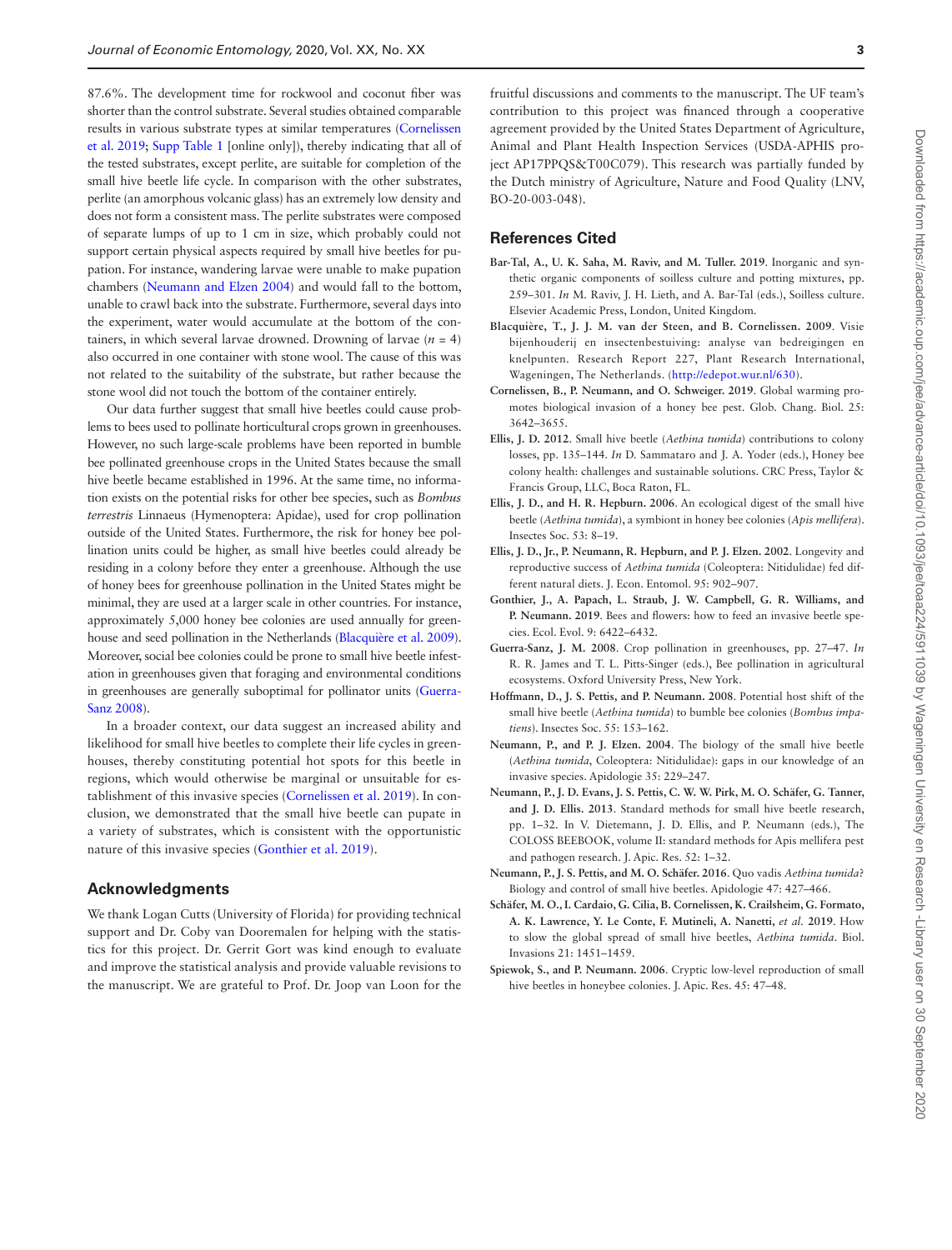87.6%. The development time for rockwool and coconut fiber was shorter than the control substrate. Several studies obtained comparable results in various substrate types at similar temperatures (Cornelissen et al. 2019; Supp Table 1 [online only]), thereby indicating that all of the tested substrates, except perlite, are suitable for completion of the small hive beetle life cycle. In comparison with the other substrates, perlite (an amorphous volcanic glass) has an extremely low density and does not form a consistent mass. The perlite substrates were composed of separate lumps of up to 1 cm in size, which probably could not support certain physical aspects required by small hive beetles for pupation. For instance, wandering larvae were unable to make pupation chambers (Neumann and Elzen 2004) and would fall to the bottom, unable to crawl back into the substrate. Furthermore, several days into the experiment, water would accumulate at the bottom of the containers, in which several larvae drowned. Drowning of larvae ($n$ = 4) also occurred in one container with stone wool. The cause of this was not related to the suitability of the substrate, but rather because the stone wool did not touch the bottom of the container entirely.

Our data further suggest that small hive beetles could cause problems to bees used to pollinate horticultural crops grown in greenhouses. However, no such large-scale problems have been reported in bumble bee pollinated greenhouse crops in the United States because the small hive beetle became established in 1996. At the same time, no information exists on the potential risks for other bee species, such as *Bombus terrestris* Linnaeus (Hymenoptera: Apidae), used for crop pollination outside of the United States. Furthermore, the risk for honey bee pollination units could be higher, as small hive beetles could already be residing in a colony before they enter a greenhouse. Although the use of honey bees for greenhouse pollination in the United States might be minimal, they are used at a larger scale in other countries. For instance, approximately 5,000 honey bee colonies are used annually for greenhouse and seed pollination in the Netherlands (Blacquière et al. 2009). Moreover, social bee colonies could be prone to small hive beetle infestation in greenhouses given that foraging and environmental conditions in greenhouses are generally suboptimal for pollinator units (Guerra-Sanz 2008).

In a broader context, our data suggest an increased ability and likelihood for small hive beetles to complete their life cycles in greenhouses, thereby constituting potential hot spots for this beetle in regions, which would otherwise be marginal or unsuitable for establishment of this invasive species (Cornelissen et al. 2019). In conclusion, we demonstrated that the small hive beetle can pupate in a variety of substrates, which is consistent with the opportunistic nature of this invasive species (Gonthier et al. 2019).

## Acknowledgments

We thank Logan Cutts (University of Florida) for providing technical support and Dr. Coby van Dooremalen for helping with the statistics for this project. Dr. Gerrit Gort was kind enough to evaluate and improve the statistical analysis and provide valuable revisions to the manuscript. We are grateful to Prof. Dr. Joop van Loon for the fruitful discussions and comments to the manuscript. The UF team's contribution to this project was financed through a cooperative agreement provided by the United States Department of Agriculture, Animal and Plant Health Inspection Services (USDA-APHIS project AP17PPQS&T00C079). This research was partially funded by the Dutch ministry of Agriculture, Nature and Food Quality (LNV, BO-20-003-048).

## References Cited

**Bar-Tal, A., U. K. Saha, M. Raviv, and M. Tuller. 2019**. Inorganic and synthetic organic components of soilless culture and potting mixtures, pp. 259–301. *In* M. Raviv, J. H. Lieth, and A. Bar-Tal (eds.), Soilless culture. Elsevier Academic Press, London, United Kingdom.

**Blacquière, T., J. J. M. van der Steen, and B. Cornelissen. 2009**. Visie bijenhouderij en insectenbestuiving: analyse van bedreigingen en knelpunten. Research Report 227, Plant Research International, Wageningen, The Netherlands. (http://edepot.wur.nl/630).

**Cornelissen, B., P. Neumann, and O. Schweiger. 2019**. Global warming promotes biological invasion of a honey bee pest. Glob. Chang. Biol. 25: 3642–3655.

**Ellis, J. D. 2012**. Small hive beetle (*Aethina tumida*) contributions to colony losses, pp. 135–144. *In* D. Sammataro and J. A. Yoder (eds.), Honey bee colony health: challenges and sustainable solutions. CRC Press, Taylor & Francis Group, LLC, Boca Raton, FL.

**Ellis, J. D., and H. R. Hepburn. 2006**. An ecological digest of the small hive beetle (*Aethina tumida*), a symbiont in honey bee colonies (*Apis mellifera*). Insectes Soc. 53: 8–19.

**Ellis, J. D., Jr., P. Neumann, R. Hepburn, and P. J. Elzen. 2002**. Longevity and reproductive success of *Aethina tumida* (Coleoptera: Nitidulidae) fed different natural diets. J. Econ. Entomol. 95: 902–907.

**Gonthier, J., A. Papach, L. Straub, J. W. Campbell, G. R. Williams, and P. Neumann. 2019**. Bees and flowers: how to feed an invasive beetle species. Ecol. Evol. 9: 6422–6432.

**Guerra-Sanz, J. M. 2008**. Crop pollination in greenhouses, pp. 27–47. *In* R. R. James and T. L. Pitts-Singer (eds.), Bee pollination in agricultural ecosystems. Oxford University Press, New York.

**Hoffmann, D., J. S. Pettis, and P. Neumann. 2008**. Potential host shift of the small hive beetle (*Aethina tumida*) to bumble bee colonies (*Bombus impatiens*). Insectes Soc. 55: 153–162.

**Neumann, P., and P. J. Elzen. 2004**. The biology of the small hive beetle (*Aethina tumida*, Coleoptera: Nitidulidae): gaps in our knowledge of an invasive species. Apidologie 35: 229–247.

**Neumann, P., J. D. Evans, J. S. Pettis, C. W. W. Pirk, M. O. Schäfer, G. Tanner, and J. D. Ellis. 2013**. Standard methods for small hive beetle research, pp. 1–32. In V. Dietemann, J. D. Ellis, and P. Neumann (eds.), The COLOSS BEEBOOK, volume II: standard methods for Apis mellifera pest and pathogen research. J. Apic. Res. 52: 1–32.

**Neumann, P., J. S. Pettis, and M. O. Schäfer. 2016**. Quo vadis *Aethina tumida*? Biology and control of small hive beetles. Apidologie 47: 427–466.

**Schäfer, M. O., I. Cardaio, G. Cilia, B. Cornelissen, K. Crailsheim, G. Formato, A. K. Lawrence, Y. Le Conte, F. Mutinelli, A. Nanetti, *et al.* 2019**. How to slow the global spread of small hive beetles, *Aethina tumida*. Biol. Invasions 21: 1451–1459.

**Spiewok, S., and P. Neumann. 2006**. Cryptic low-level reproduction of small hive beetles in honeybee colonies. J. Apic. Res. 45: 47–48.